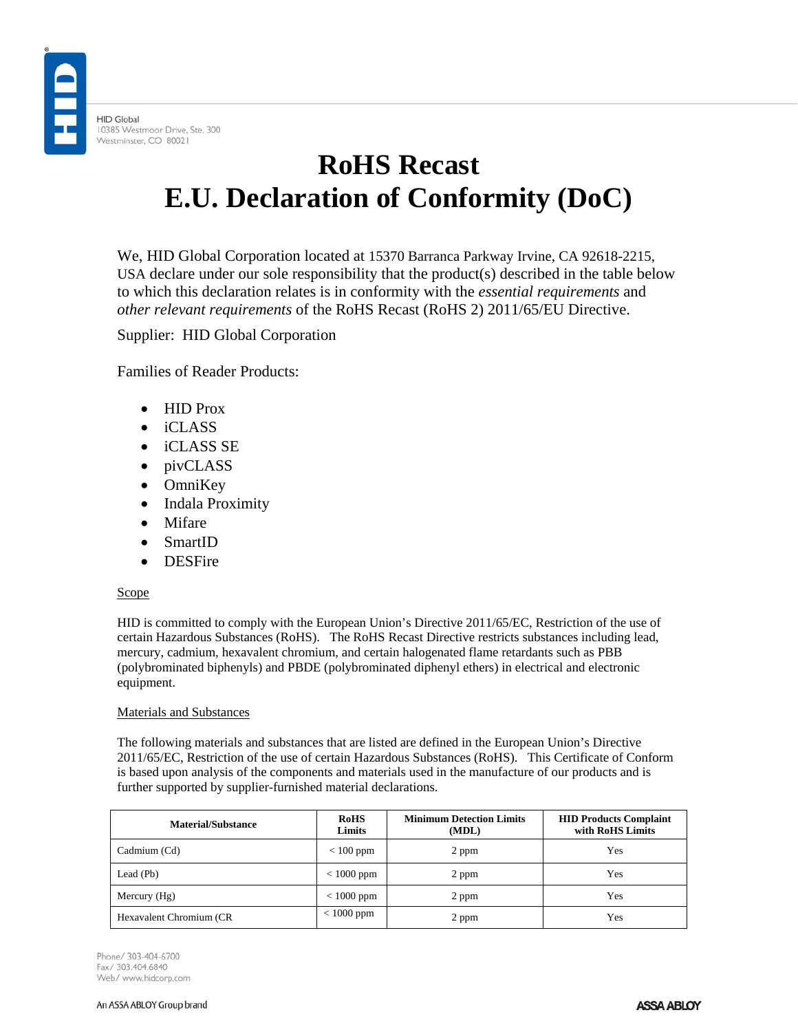HID Global
10385 Westmoor Drive, Ste. 300
Westminster, CO 80021

# RoHS Recast
# E.U. Declaration of Conformity (DoC)

We, HID Global Corporation located at 15370 Barranca Parkway Irvine, CA 92618-2215, USA declare under our sole responsibility that the product(s) described in the table below to which this declaration relates is in conformity with the *essential requirements* and *other relevant requirements* of the RoHS Recast (RoHS 2) 2011/65/EU Directive.

Supplier: HID Global Corporation

Families of Reader Products:

- HID Prox
- iCLASS
- iCLASS SE
- pivCLASS
- OmniKey
- Indala Proximity
- Mifare
- SmartID
- DESFire

Scope

HID is committed to comply with the European Union's Directive 2011/65/EC, Restriction of the use of certain Hazardous Substances (RoHS). The RoHS Recast Directive restricts substances including lead, mercury, cadmium, hexavalent chromium, and certain halogenated flame retardants such as PBB (polybrominated biphenyls) and PBDE (polybrominated diphenyl ethers) in electrical and electronic equipment.

Materials and Substances

The following materials and substances that are listed are defined in the European Union's Directive 2011/65/EC, Restriction of the use of certain Hazardous Substances (RoHS). This Certificate of Conform is based upon analysis of the components and materials used in the manufacture of our products and is further supported by supplier-furnished material declarations.

| Material/Substance | RoHS Limits | Minimum Detection Limits (MDL) | HID Products Complaint with RoHS Limits |
|---|---|---|---|
| Cadmium (Cd) | < 100 ppm | 2 ppm | Yes |
| Lead (Pb) | < 1000 ppm | 2 ppm | Yes |
| Mercury (Hg) | < 1000 ppm | 2 ppm | Yes |
| Hexavalent Chromium (CR | < 1000 ppm | 2 ppm | Yes |

Phone/ 303-404-6700
Fax/ 303.404.6840
Web/ www.hidcorp.com

An ASSA ABLOY Group brand

ASSA ABLOY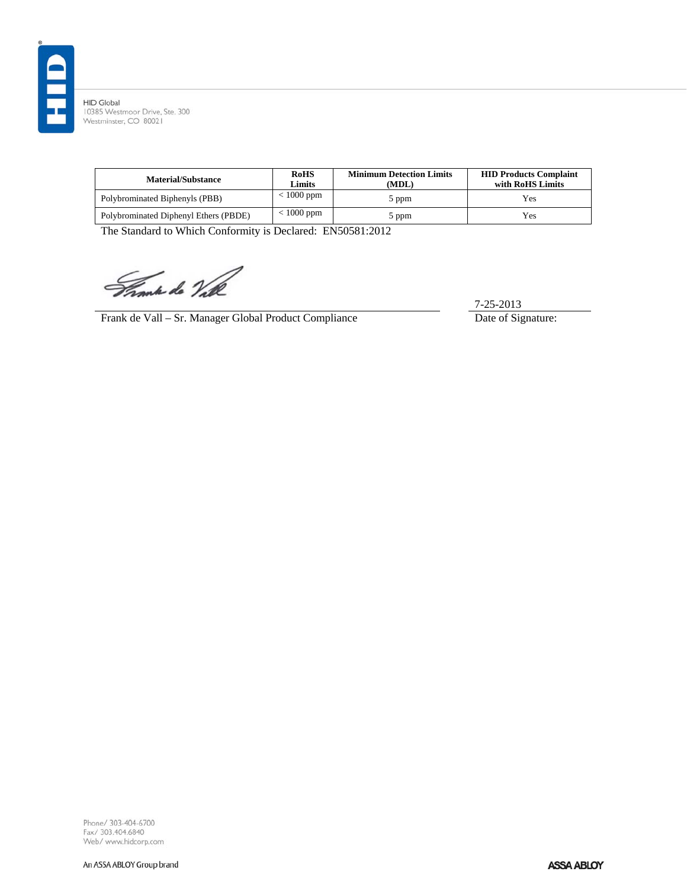HID Global
10385 Westmoor Drive, Ste. 300
Westminster, CO 80021

| Material/Substance | RoHS Limits | Minimum Detection Limits (MDL) | HID Products Complaint with RoHS Limits |
|---|---|---|---|
| Polybrominated Biphenyls (PBB) | < 1000 ppm | 5 ppm | Yes |
| Polybrominated Diphenyl Ethers (PBDE) | < 1000 ppm | 5 ppm | Yes |

The Standard to Which Conformity is Declared: EN50581:2012

Frank de Vall – Sr. Manager Global Product Compliance

7-25-2013
Date of Signature:

Phone/ 303-404-6700
Fax/ 303.404.6840
Web/ www.hidcorp.com

An ASSA ABLOY Group brand

ASSA ABLOY